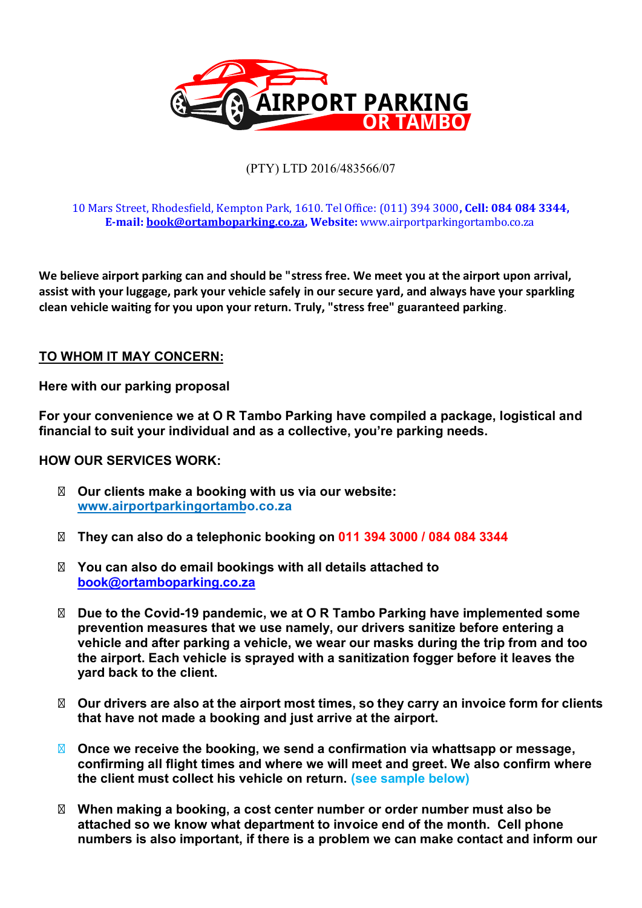AIRPORT PARKING
OR TAMBO

(PTY) LTD 2016/483566/07

10 Mars Street, Rhodesfield, Kempton Park, 1610. Tel Office: (011) 394 3000**, Cell: 084 084 3344,**
**E-mail:** **book@ortamboparking.co.za**, **Website:** www.airportparkingortambo.co.za

**We believe airport parking can and should be "stress free. We meet you at the airport upon arrival, assist with your luggage, park your vehicle safely in our secure yard, and always have your sparkling clean vehicle waiting for you upon your return. Truly, "stress free" guaranteed parking**.

**TO WHOM IT MAY CONCERN:**

**Here with our parking proposal**

**For your convenience we at O R Tambo Parking have compiled a package, logistical and financial to suit your individual and as a collective, you're parking needs.**

**HOW OUR SERVICES WORK:**

- **Our clients make a booking with us via our website: www.airportparkingortambo.co.za**
- **They can also do a telephonic booking on 011 394 3000 / 084 084 3344**
- **You can also do email bookings with all details attached to book@ortamboparking.co.za**
- **Due to the Covid-19 pandemic, we at O R Tambo Parking have implemented some prevention measures that we use namely, our drivers sanitize before entering a vehicle and after parking a vehicle, we wear our masks during the trip from and too the airport. Each vehicle is sprayed with a sanitization fogger before it leaves the yard back to the client.**
- **Our drivers are also at the airport most times, so they carry an invoice form for clients that have not made a booking and just arrive at the airport.**
- **Once we receive the booking, we send a confirmation via whattsapp or message, confirming all flight times and where we will meet and greet. We also confirm where the client must collect his vehicle on return. (see sample below)**
- **When making a booking, a cost center number or order number must also be attached so we know what department to invoice end of the month. Cell phone numbers is also important, if there is a problem we can make contact and inform our**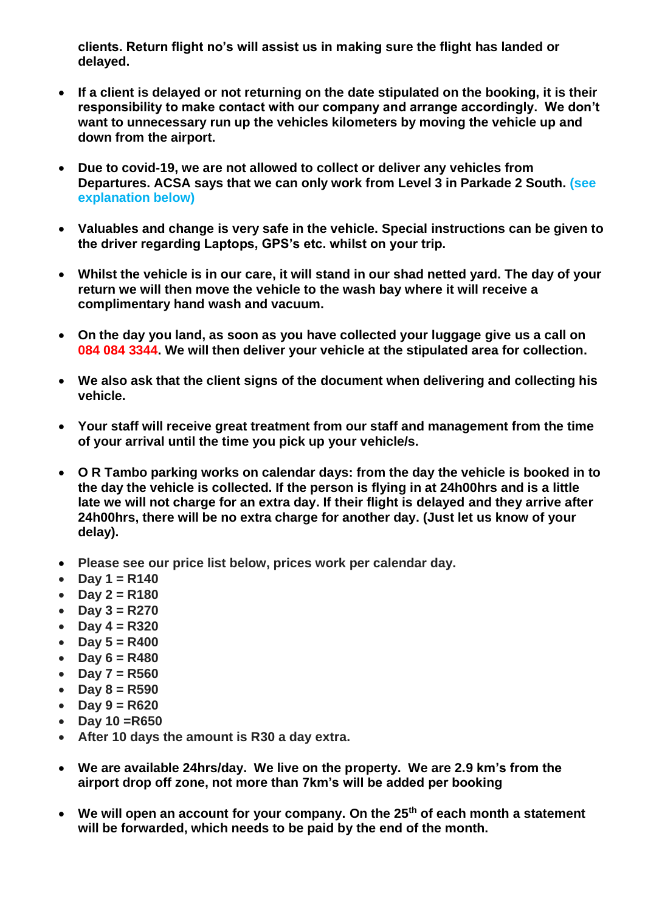**clients. Return flight no's will assist us in making sure the flight has landed or delayed.**

- **If a client is delayed or not returning on the date stipulated on the booking, it is their responsibility to make contact with our company and arrange accordingly. We don't want to unnecessary run up the vehicles kilometers by moving the vehicle up and down from the airport.**

- **Due to covid-19, we are not allowed to collect or deliver any vehicles from Departures. ACSA says that we can only work from Level 3 in Parkade 2 South. (see explanation below)**

- **Valuables and change is very safe in the vehicle. Special instructions can be given to the driver regarding Laptops, GPS's etc. whilst on your trip.**

- **Whilst the vehicle is in our care, it will stand in our shad netted yard. The day of your return we will then move the vehicle to the wash bay where it will receive a complimentary hand wash and vacuum.**

- **On the day you land, as soon as you have collected your luggage give us a call on 084 084 3344. We will then deliver your vehicle at the stipulated area for collection.**

- **We also ask that the client signs of the document when delivering and collecting his vehicle.**

- **Your staff will receive great treatment from our staff and management from the time of your arrival until the time you pick up your vehicle/s.**

- **O R Tambo parking works on calendar days: from the day the vehicle is booked in to the day the vehicle is collected. If the person is flying in at 24h00hrs and is a little late we will not charge for an extra day. If their flight is delayed and they arrive after 24h00hrs, there will be no extra charge for another day. (Just let us know of your delay).**

- **Please see our price list below, prices work per calendar day.**
- **Day 1 = R140**
- **Day 2 = R180**
- **Day 3 = R270**
- **Day 4 = R320**
- **Day 5 = R400**
- **Day 6 = R480**
- **Day 7 = R560**
- **Day 8 = R590**
- **Day 9 = R620**
- **Day 10 =R650**
- **After 10 days the amount is R30 a day extra.**

- **We are available 24hrs/day. We live on the property. We are 2.9 km's from the airport drop off zone, not more than 7km's will be added per booking**

- **We will open an account for your company. On the 25th of each month a statement will be forwarded, which needs to be paid by the end of the month.**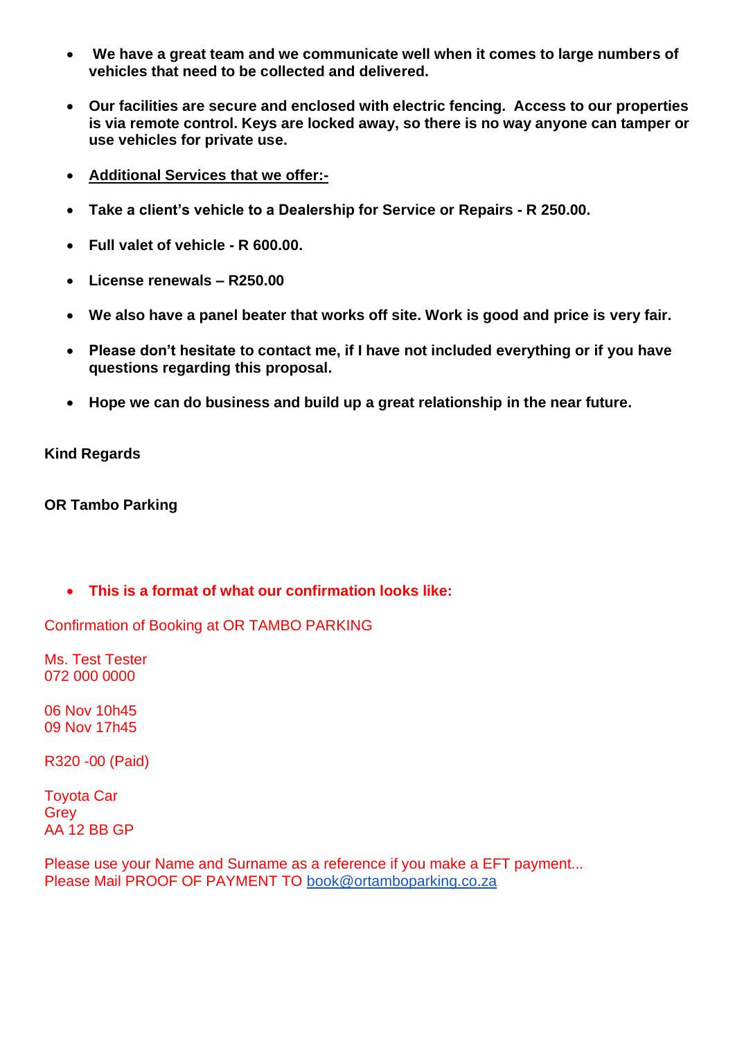- **We have a great team and we communicate well when it comes to large numbers of vehicles that need to be collected and delivered.**

- **Our facilities are secure and enclosed with electric fencing. Access to our properties is via remote control. Keys are locked away, so there is no way anyone can tamper or use vehicles for private use.**

- **<u>Additional Services that we offer:-</u>**

- **Take a client's vehicle to a Dealership for Service or Repairs - R 250.00.**

- **Full valet of vehicle - R 600.00.**

- **License renewals – R250.00**

- **We also have a panel beater that works off site. Work is good and price is very fair.**

- **Please don't hesitate to contact me, if I have not included everything or if you have questions regarding this proposal.**

- **Hope we can do business and build up a great relationship in the near future.**

**Kind Regards**

**OR Tambo Parking**

- **This is a format of what our confirmation looks like:**

Confirmation of Booking at OR TAMBO PARKING

Ms. Test Tester
072 000 0000

06 Nov 10h45
09 Nov 17h45

R320 -00 (Paid)

Toyota Car
Grey
AA 12 BB GP

Please use your Name and Surname as a reference if you make a EFT payment...
Please Mail PROOF OF PAYMENT TO book@ortamboparking.co.za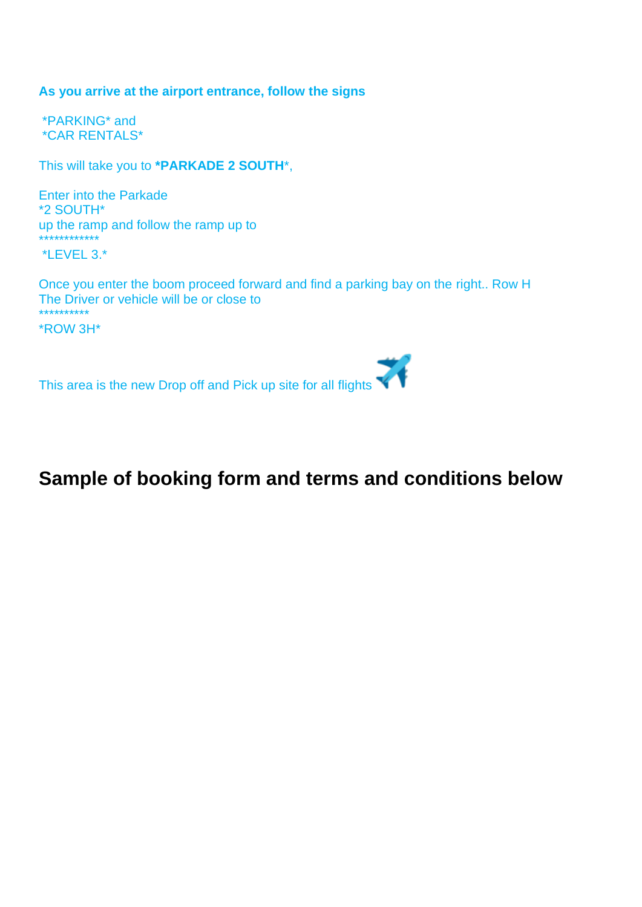**As you arrive at the airport entrance, follow the signs**

 *PARKING* and
 *CAR RENTALS*

This will take you to ***PARKADE 2 SOUTH***,

Enter into the Parkade
*2 SOUTH*
up the ramp and follow the ramp up to
************
 *LEVEL 3.*

Once you enter the boom proceed forward and find a parking bay on the right.. Row H
The Driver or vehicle will be or close to
**********
*ROW 3H*

This area is the new Drop off and Pick up site for all flights ✈️

## Sample of booking form and terms and conditions below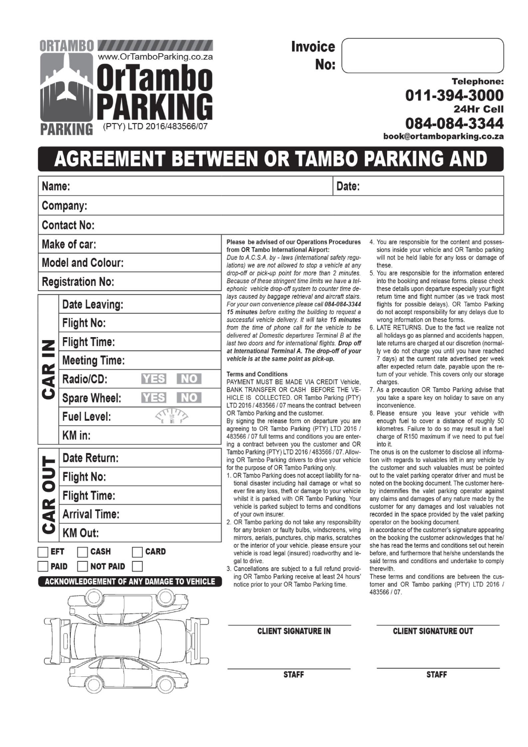ORTAMBO PARKING

www.OrTamboParking.co.za

# OrTambo PARKING

(PTY) LTD 2016/483566/07

**Invoice No:**

**Telephone:**
**011-394-3000**
**24Hr Cell**
**084-084-3344**
**book@ortamboparking.co.za**

# AGREEMENT BETWEEN OR TAMBO PARKING AND

| | |
|---|---|
| Name: | Date: |
| Company: | |
| Contact No: | |
| Make of car: | |
| Model and Colour: | |
| Registration No: | |

**CAR IN**

| | |
|---|---|
| Date Leaving: | |
| Flight No: | |
| Flight Time: | |
| Meeting Time: | |
| Radio/CD: | YES NO |
| Spare Wheel: | YES NO |
| Fuel Level: | E 1/2 F |
| KM in: | |

**CAR OUT**

| | |
|---|---|
| Date Return: | |
| Flight No: | |
| Flight Time: | |
| Arrival Time: | |
| KM Out: | |

☐ EFT ☐ CASH ☐ CARD

☐ PAID ☐ NOT PAID ☐

**ACKNOWLEDGEMENT OF ANY DAMAGE TO VEHICLE**

**Please be advised of our Operations Procedures from OR Tambo International Airport:**

*Due to A.C.S.A. by - laws (international safety regulations) we are not allowed to stop a vehicle at any drop-off or pick-up point for more than 2 minutes. Because of these stringent time limits we have a telephonic vehicle drop-off system to counter time delays caused by baggage retrieval and aircraft stairs. For your own convenience please call **084-084-3344 15 minutes** before exiting the building to request a successful vehicle delivery. It will take **15 minutes** from the time of phone call for the vehicle to be delivered at Domestic departures Terminal B at the last two doors and for international flights. **Drop off at International Terminal A. The drop-off of your vehicle is at the same point as pick-up.***

**Terms and Conditions**

PAYMENT MUST BE MADE VIA CREDIT Vehicle, BANK TRANSFER OR CASH BEFORE THE VEHICLE IS COLLECTED. OR Tambo Parking (PTY) LTD 2016 / 483566 / 07 means the contract between OR Tambo Parking and the customer.

By signing the release form on departure you are agreeing to OR Tambo Parking (PTY) LTD 2016 / 483566 / 07 full terms and conditions you are entering a contract between you the customer and OR Tambo Parking (PTY) LTD 2016 / 483566 / 07. Allowing OR Tambo Parking drivers to drive your vehicle for the purpose of OR Tambo Parking only.

1. OR Tambo Parking does not accept liability for national disaster including hail damage or what so ever fire any loss, theft or damage to your vehicle whilst it is parked with OR Tambo Parking. Your vehicle is parked subject to terms and conditions of your own insurer.
2. OR Tambo parking do not take any responsibility for any broken or faulty bulbs, windscreens, wing mirrors, aerials, punctures, chip marks, scratches or the interior of your vehicle. please ensure your vehicle is road legal (insured) roadworthy and legal to drive.
3. Cancellations are subject to a full refund providing OR Tambo Parking receive at least 24 hours' notice prior to your OR Tambo Parking time.
4. You are responsible for the content and possessions inside your vehicle and OR Tambo parking will not be held liable for any loss or damage of these.
5. You are responsible for the information entered into the booking and release forms. please check these details upon departure especially your flight return time and flight number (as we track most flights for possible delays). OR Tambo Parking do not accept responsibility for any delays due to wrong information on these forms.
6. LATE RETURNS. Due to the fact we realize not all holidays go as planned and accidents happen, late returns are charged at our discretion (normally we do not charge you until you have reached 7 days) at the current rate advertised per week after expected return date, payable upon the return of your vehicle. This covers only our storage charges.
7. As a precaution OR Tambo Parking advise that you take a spare key on holiday to save on any inconvenience.
8. Please ensure you leave your vehicle with enough fuel to cover a distance of roughly 50 kilometres. Failure to do so may result in a fuel charge of R150 maximum if we need to put fuel into it.

The onus is on the customer to disclose all information with regards to valuables left in any vehicle by the customer and such valuables must be pointed out to the valet parking operator driver and must be noted on the booking document. The customer hereby indemnifies the valet parking operator against any claims and damages of any nature made by the customer for any damages and lost valuables not recorded in the space provided by the valet parking operator on the booking document.

in accordance of the customer's signature appearing on the booking the customer acknowledges that he/she has read the terms and conditions set out herein before, and furthermore that he/she understands the said terms and conditions and undertake to comply therewith.

These terms and conditions are between the customer and OR Tambo parking (PTY) LTD 2016 / 483566 / 07.

**CLIENT SIGNATURE IN**

**CLIENT SIGNATURE OUT**

**STAFF**

**STAFF**